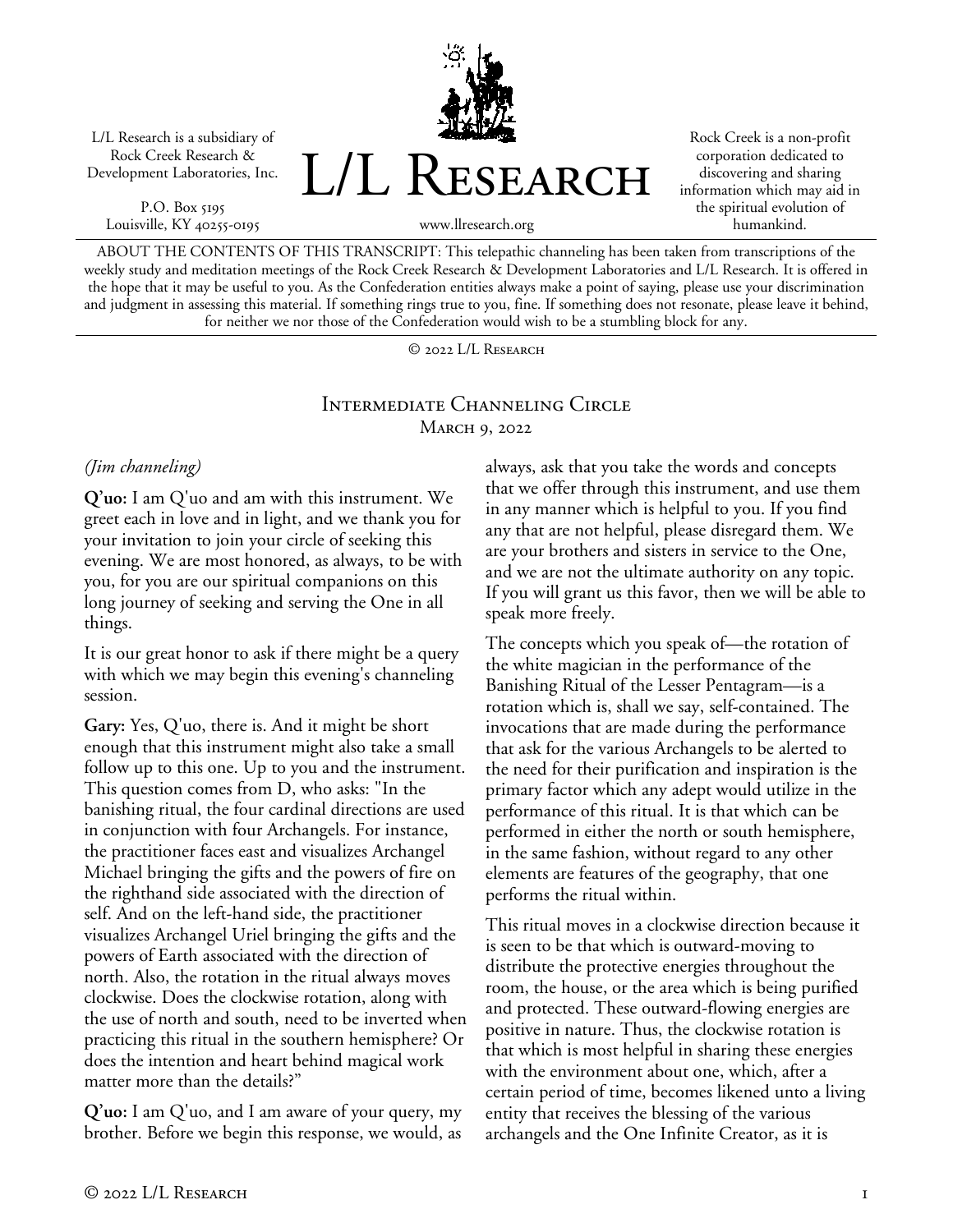L/L Research is a subsidiary of Rock Creek Research & Development Laboratories, Inc.

P.O. Box 5195
Louisville, KY 40255-0195

# L/L Research

www.llresearch.org

Rock Creek is a non-profit corporation dedicated to discovering and sharing information which may aid in the spiritual evolution of humankind.

ABOUT THE CONTENTS OF THIS TRANSCRIPT: This telepathic channeling has been taken from transcriptions of the weekly study and meditation meetings of the Rock Creek Research & Development Laboratories and L/L Research. It is offered in the hope that it may be useful to you. As the Confederation entities always make a point of saying, please use your discrimination and judgment in assessing this material. If something rings true to you, fine. If something does not resonate, please leave it behind, for neither we nor those of the Confederation would wish to be a stumbling block for any.

© 2022 L/L Research

## Intermediate Channeling Circle
March 9, 2022

*(Jim channeling)*

**Q'uo:** I am Q'uo and am with this instrument. We greet each in love and in light, and we thank you for your invitation to join your circle of seeking this evening. We are most honored, as always, to be with you, for you are our spiritual companions on this long journey of seeking and serving the One in all things.

It is our great honor to ask if there might be a query with which we may begin this evening's channeling session.

**Gary:** Yes, Q'uo, there is. And it might be short enough that this instrument might also take a small follow up to this one. Up to you and the instrument. This question comes from D, who asks: "In the banishing ritual, the four cardinal directions are used in conjunction with four Archangels. For instance, the practitioner faces east and visualizes Archangel Michael bringing the gifts and the powers of fire on the righthand side associated with the direction of self. And on the left-hand side, the practitioner visualizes Archangel Uriel bringing the gifts and the powers of Earth associated with the direction of north. Also, the rotation in the ritual always moves clockwise. Does the clockwise rotation, along with the use of north and south, need to be inverted when practicing this ritual in the southern hemisphere? Or does the intention and heart behind magical work matter more than the details?"

**Q'uo:** I am Q'uo, and I am aware of your query, my brother. Before we begin this response, we would, as always, ask that you take the words and concepts that we offer through this instrument, and use them in any manner which is helpful to you. If you find any that are not helpful, please disregard them. We are your brothers and sisters in service to the One, and we are not the ultimate authority on any topic. If you will grant us this favor, then we will be able to speak more freely.

The concepts which you speak of—the rotation of the white magician in the performance of the Banishing Ritual of the Lesser Pentagram—is a rotation which is, shall we say, self-contained. The invocations that are made during the performance that ask for the various Archangels to be alerted to the need for their purification and inspiration is the primary factor which any adept would utilize in the performance of this ritual. It is that which can be performed in either the north or south hemisphere, in the same fashion, without regard to any other elements are features of the geography, that one performs the ritual within.

This ritual moves in a clockwise direction because it is seen to be that which is outward-moving to distribute the protective energies throughout the room, the house, or the area which is being purified and protected. These outward-flowing energies are positive in nature. Thus, the clockwise rotation is that which is most helpful in sharing these energies with the environment about one, which, after a certain period of time, becomes likened unto a living entity that receives the blessing of the various archangels and the One Infinite Creator, as it is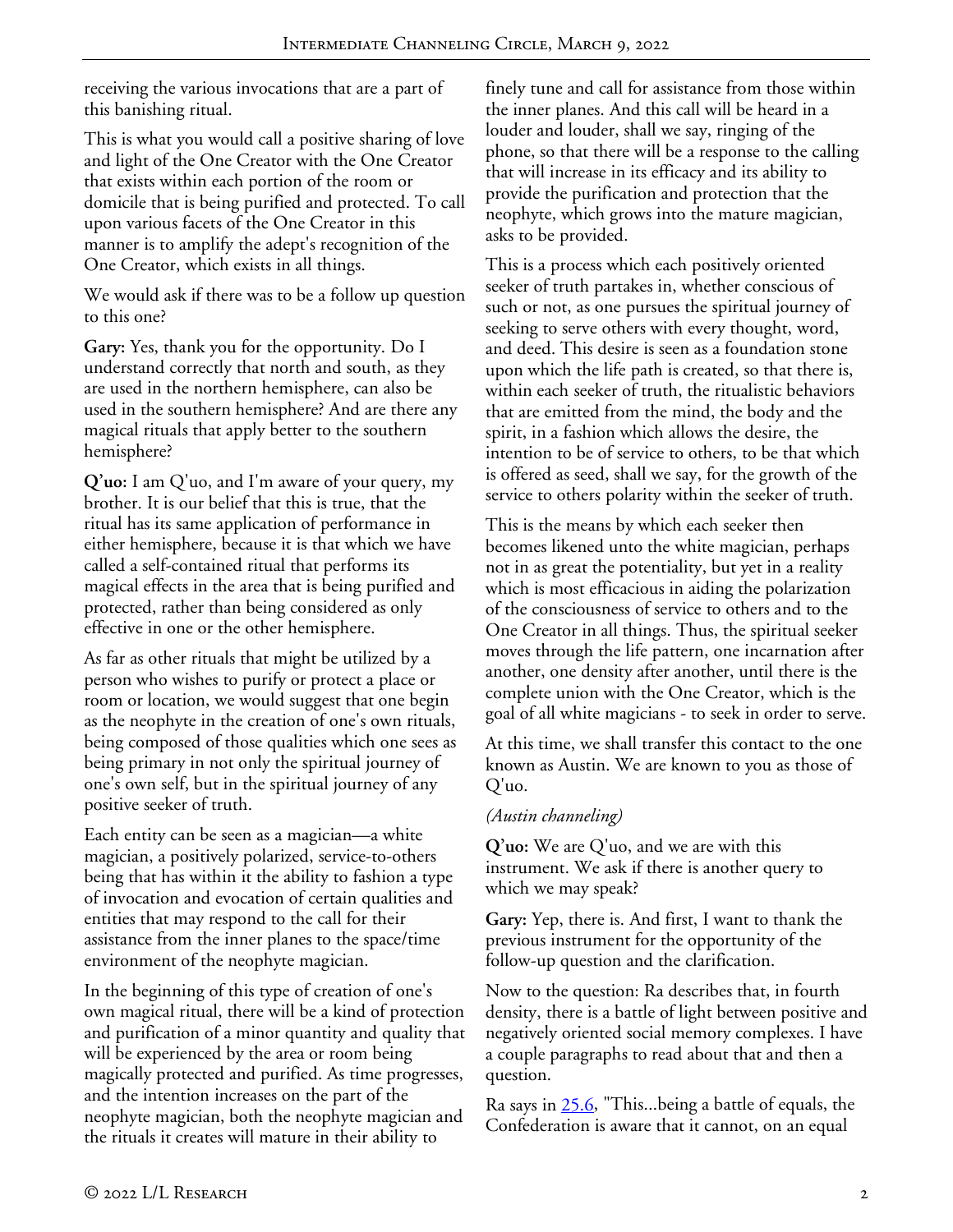receiving the various invocations that are a part of this banishing ritual.

This is what you would call a positive sharing of love and light of the One Creator with the One Creator that exists within each portion of the room or domicile that is being purified and protected. To call upon various facets of the One Creator in this manner is to amplify the adept's recognition of the One Creator, which exists in all things.

We would ask if there was to be a follow up question to this one?

**Gary:** Yes, thank you for the opportunity. Do I understand correctly that north and south, as they are used in the northern hemisphere, can also be used in the southern hemisphere? And are there any magical rituals that apply better to the southern hemisphere?

**Q'uo:** I am Q'uo, and I'm aware of your query, my brother. It is our belief that this is true, that the ritual has its same application of performance in either hemisphere, because it is that which we have called a self-contained ritual that performs its magical effects in the area that is being purified and protected, rather than being considered as only effective in one or the other hemisphere.

As far as other rituals that might be utilized by a person who wishes to purify or protect a place or room or location, we would suggest that one begin as the neophyte in the creation of one's own rituals, being composed of those qualities which one sees as being primary in not only the spiritual journey of one's own self, but in the spiritual journey of any positive seeker of truth.

Each entity can be seen as a magician—a white magician, a positively polarized, service-to-others being that has within it the ability to fashion a type of invocation and evocation of certain qualities and entities that may respond to the call for their assistance from the inner planes to the space/time environment of the neophyte magician.

In the beginning of this type of creation of one's own magical ritual, there will be a kind of protection and purification of a minor quantity and quality that will be experienced by the area or room being magically protected and purified. As time progresses, and the intention increases on the part of the neophyte magician, both the neophyte magician and the rituals it creates will mature in their ability to finely tune and call for assistance from those within the inner planes. And this call will be heard in a louder and louder, shall we say, ringing of the phone, so that there will be a response to the calling that will increase in its efficacy and its ability to provide the purification and protection that the neophyte, which grows into the mature magician, asks to be provided.

This is a process which each positively oriented seeker of truth partakes in, whether conscious of such or not, as one pursues the spiritual journey of seeking to serve others with every thought, word, and deed. This desire is seen as a foundation stone upon which the life path is created, so that there is, within each seeker of truth, the ritualistic behaviors that are emitted from the mind, the body and the spirit, in a fashion which allows the desire, the intention to be of service to others, to be that which is offered as seed, shall we say, for the growth of the service to others polarity within the seeker of truth.

This is the means by which each seeker then becomes likened unto the white magician, perhaps not in as great the potentiality, but yet in a reality which is most efficacious in aiding the polarization of the consciousness of service to others and to the One Creator in all things. Thus, the spiritual seeker moves through the life pattern, one incarnation after another, one density after another, until there is the complete union with the One Creator, which is the goal of all white magicians - to seek in order to serve.

At this time, we shall transfer this contact to the one known as Austin. We are known to you as those of Q'uo.

*(Austin channeling)*

**Q'uo:** We are Q'uo, and we are with this instrument. We ask if there is another query to which we may speak?

**Gary:** Yep, there is. And first, I want to thank the previous instrument for the opportunity of the follow-up question and the clarification.

Now to the question: Ra describes that, in fourth density, there is a battle of light between positive and negatively oriented social memory complexes. I have a couple paragraphs to read about that and then a question.

Ra says in 25.6, "This...being a battle of equals, the Confederation is aware that it cannot, on an equal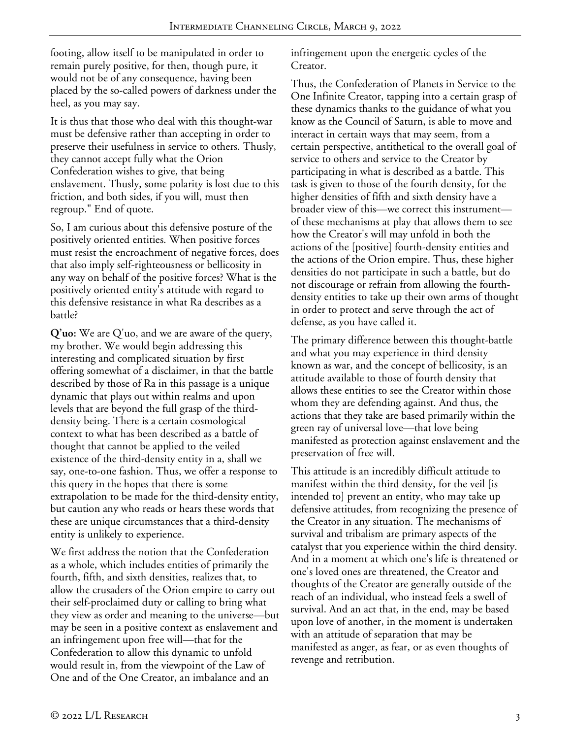footing, allow itself to be manipulated in order to remain purely positive, for then, though pure, it would not be of any consequence, having been placed by the so-called powers of darkness under the heel, as you may say.

It is thus that those who deal with this thought-war must be defensive rather than accepting in order to preserve their usefulness in service to others. Thusly, they cannot accept fully what the Orion Confederation wishes to give, that being enslavement. Thusly, some polarity is lost due to this friction, and both sides, if you will, must then regroup." End of quote.

So, I am curious about this defensive posture of the positively oriented entities. When positive forces must resist the encroachment of negative forces, does that also imply self-righteousness or bellicosity in any way on behalf of the positive forces? What is the positively oriented entity's attitude with regard to this defensive resistance in what Ra describes as a battle?

**Q'uo:** We are Q'uo, and we are aware of the query, my brother. We would begin addressing this interesting and complicated situation by first offering somewhat of a disclaimer, in that the battle described by those of Ra in this passage is a unique dynamic that plays out within realms and upon levels that are beyond the full grasp of the third-density being. There is a certain cosmological context to what has been described as a battle of thought that cannot be applied to the veiled existence of the third-density entity in a, shall we say, one-to-one fashion. Thus, we offer a response to this query in the hopes that there is some extrapolation to be made for the third-density entity, but caution any who reads or hears these words that these are unique circumstances that a third-density entity is unlikely to experience.

We first address the notion that the Confederation as a whole, which includes entities of primarily the fourth, fifth, and sixth densities, realizes that, to allow the crusaders of the Orion empire to carry out their self-proclaimed duty or calling to bring what they view as order and meaning to the universe—but may be seen in a positive context as enslavement and an infringement upon free will—that for the Confederation to allow this dynamic to unfold would result in, from the viewpoint of the Law of One and of the One Creator, an imbalance and an infringement upon the energetic cycles of the Creator.

Thus, the Confederation of Planets in Service to the One Infinite Creator, tapping into a certain grasp of these dynamics thanks to the guidance of what you know as the Council of Saturn, is able to move and interact in certain ways that may seem, from a certain perspective, antithetical to the overall goal of service to others and service to the Creator by participating in what is described as a battle. This task is given to those of the fourth density, for the higher densities of fifth and sixth density have a broader view of this—we correct this instrument—of these mechanisms at play that allows them to see how the Creator's will may unfold in both the actions of the [positive] fourth-density entities and the actions of the Orion empire. Thus, these higher densities do not participate in such a battle, but do not discourage or refrain from allowing the fourth-density entities to take up their own arms of thought in order to protect and serve through the act of defense, as you have called it.

The primary difference between this thought-battle and what you may experience in third density known as war, and the concept of bellicosity, is an attitude available to those of fourth density that allows these entities to see the Creator within those whom they are defending against. And thus, the actions that they take are based primarily within the green ray of universal love—that love being manifested as protection against enslavement and the preservation of free will.

This attitude is an incredibly difficult attitude to manifest within the third density, for the veil [is intended to] prevent an entity, who may take up defensive attitudes, from recognizing the presence of the Creator in any situation. The mechanisms of survival and tribalism are primary aspects of the catalyst that you experience within the third density. And in a moment at which one's life is threatened or one's loved ones are threatened, the Creator and thoughts of the Creator are generally outside of the reach of an individual, who instead feels a swell of survival. And an act that, in the end, may be based upon love of another, in the moment is undertaken with an attitude of separation that may be manifested as anger, as fear, or as even thoughts of revenge and retribution.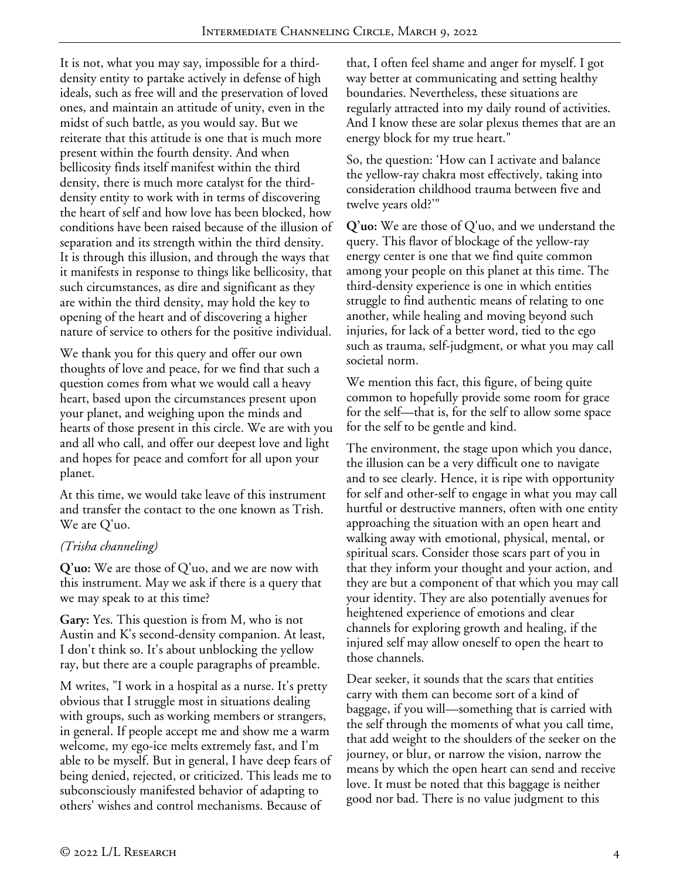It is not, what you may say, impossible for a third-density entity to partake actively in defense of high ideals, such as free will and the preservation of loved ones, and maintain an attitude of unity, even in the midst of such battle, as you would say. But we reiterate that this attitude is one that is much more present within the fourth density. And when bellicosity finds itself manifest within the third density, there is much more catalyst for the third-density entity to work with in terms of discovering the heart of self and how love has been blocked, how conditions have been raised because of the illusion of separation and its strength within the third density. It is through this illusion, and through the ways that it manifests in response to things like bellicosity, that such circumstances, as dire and significant as they are within the third density, may hold the key to opening of the heart and of discovering a higher nature of service to others for the positive individual.

We thank you for this query and offer our own thoughts of love and peace, for we find that such a question comes from what we would call a heavy heart, based upon the circumstances present upon your planet, and weighing upon the minds and hearts of those present in this circle. We are with you and all who call, and offer our deepest love and light and hopes for peace and comfort for all upon your planet.

At this time, we would take leave of this instrument and transfer the contact to the one known as Trish. We are Q'uo.

*(Trisha channeling)*

**Q'uo:** We are those of Q'uo, and we are now with this instrument. May we ask if there is a query that we may speak to at this time?

**Gary:** Yes. This question is from M, who is not Austin and K's second-density companion. At least, I don't think so. It's about unblocking the yellow ray, but there are a couple paragraphs of preamble.

M writes, "I work in a hospital as a nurse. It's pretty obvious that I struggle most in situations dealing with groups, such as working members or strangers, in general. If people accept me and show me a warm welcome, my ego-ice melts extremely fast, and I'm able to be myself. But in general, I have deep fears of being denied, rejected, or criticized. This leads me to subconsciously manifested behavior of adapting to others' wishes and control mechanisms. Because of that, I often feel shame and anger for myself. I got way better at communicating and setting healthy boundaries. Nevertheless, these situations are regularly attracted into my daily round of activities. And I know these are solar plexus themes that are an energy block for my true heart."

So, the question: 'How can I activate and balance the yellow-ray chakra most effectively, taking into consideration childhood trauma between five and twelve years old?'"

**Q'uo:** We are those of Q'uo, and we understand the query. This flavor of blockage of the yellow-ray energy center is one that we find quite common among your people on this planet at this time. The third-density experience is one in which entities struggle to find authentic means of relating to one another, while healing and moving beyond such injuries, for lack of a better word, tied to the ego such as trauma, self-judgment, or what you may call societal norm.

We mention this fact, this figure, of being quite common to hopefully provide some room for grace for the self—that is, for the self to allow some space for the self to be gentle and kind.

The environment, the stage upon which you dance, the illusion can be a very difficult one to navigate and to see clearly. Hence, it is ripe with opportunity for self and other-self to engage in what you may call hurtful or destructive manners, often with one entity approaching the situation with an open heart and walking away with emotional, physical, mental, or spiritual scars. Consider those scars part of you in that they inform your thought and your action, and they are but a component of that which you may call your identity. They are also potentially avenues for heightened experience of emotions and clear channels for exploring growth and healing, if the injured self may allow oneself to open the heart to those channels.

Dear seeker, it sounds that the scars that entities carry with them can become sort of a kind of baggage, if you will—something that is carried with the self through the moments of what you call time, that add weight to the shoulders of the seeker on the journey, or blur, or narrow the vision, narrow the means by which the open heart can send and receive love. It must be noted that this baggage is neither good nor bad. There is no value judgment to this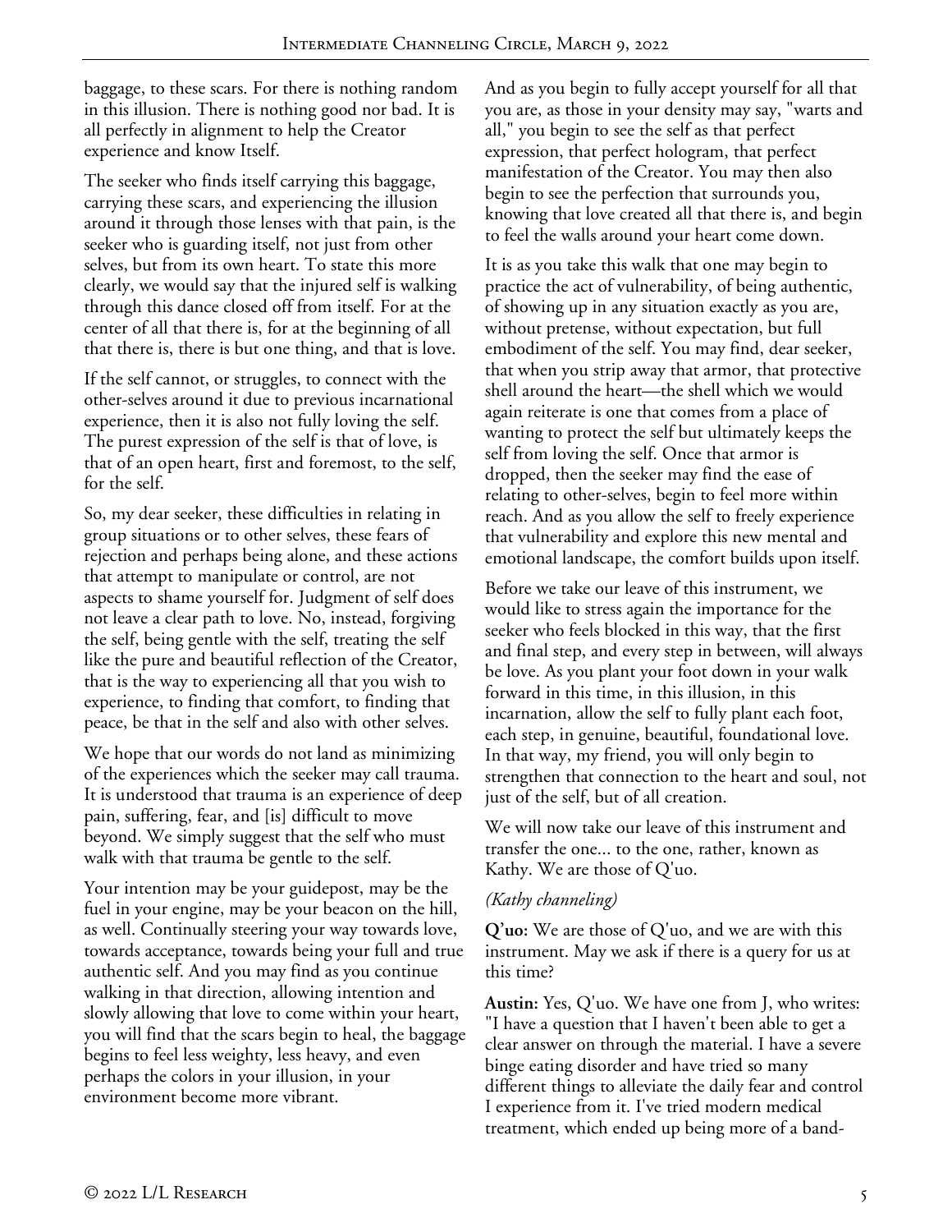baggage, to these scars. For there is nothing random in this illusion. There is nothing good nor bad. It is all perfectly in alignment to help the Creator experience and know Itself.

The seeker who finds itself carrying this baggage, carrying these scars, and experiencing the illusion around it through those lenses with that pain, is the seeker who is guarding itself, not just from other selves, but from its own heart. To state this more clearly, we would say that the injured self is walking through this dance closed off from itself. For at the center of all that there is, for at the beginning of all that there is, there is but one thing, and that is love.

If the self cannot, or struggles, to connect with the other-selves around it due to previous incarnational experience, then it is also not fully loving the self. The purest expression of the self is that of love, is that of an open heart, first and foremost, to the self, for the self.

So, my dear seeker, these difficulties in relating in group situations or to other selves, these fears of rejection and perhaps being alone, and these actions that attempt to manipulate or control, are not aspects to shame yourself for. Judgment of self does not leave a clear path to love. No, instead, forgiving the self, being gentle with the self, treating the self like the pure and beautiful reflection of the Creator, that is the way to experiencing all that you wish to experience, to finding that comfort, to finding that peace, be that in the self and also with other selves.

We hope that our words do not land as minimizing of the experiences which the seeker may call trauma. It is understood that trauma is an experience of deep pain, suffering, fear, and [is] difficult to move beyond. We simply suggest that the self who must walk with that trauma be gentle to the self.

Your intention may be your guidepost, may be the fuel in your engine, may be your beacon on the hill, as well. Continually steering your way towards love, towards acceptance, towards being your full and true authentic self. And you may find as you continue walking in that direction, allowing intention and slowly allowing that love to come within your heart, you will find that the scars begin to heal, the baggage begins to feel less weighty, less heavy, and even perhaps the colors in your illusion, in your environment become more vibrant.

And as you begin to fully accept yourself for all that you are, as those in your density may say, "warts and all," you begin to see the self as that perfect expression, that perfect hologram, that perfect manifestation of the Creator. You may then also begin to see the perfection that surrounds you, knowing that love created all that there is, and begin to feel the walls around your heart come down.

It is as you take this walk that one may begin to practice the act of vulnerability, of being authentic, of showing up in any situation exactly as you are, without pretense, without expectation, but full embodiment of the self. You may find, dear seeker, that when you strip away that armor, that protective shell around the heart—the shell which we would again reiterate is one that comes from a place of wanting to protect the self but ultimately keeps the self from loving the self. Once that armor is dropped, then the seeker may find the ease of relating to other-selves, begin to feel more within reach. And as you allow the self to freely experience that vulnerability and explore this new mental and emotional landscape, the comfort builds upon itself.

Before we take our leave of this instrument, we would like to stress again the importance for the seeker who feels blocked in this way, that the first and final step, and every step in between, will always be love. As you plant your foot down in your walk forward in this time, in this illusion, in this incarnation, allow the self to fully plant each foot, each step, in genuine, beautiful, foundational love. In that way, my friend, you will only begin to strengthen that connection to the heart and soul, not just of the self, but of all creation.

We will now take our leave of this instrument and transfer the one... to the one, rather, known as Kathy. We are those of Q'uo.

*(Kathy channeling)*

**Q'uo:** We are those of Q'uo, and we are with this instrument. May we ask if there is a query for us at this time?

**Austin:** Yes, Q'uo. We have one from J, who writes: "I have a question that I haven't been able to get a clear answer on through the material. I have a severe binge eating disorder and have tried so many different things to alleviate the daily fear and control I experience from it. I've tried modern medical treatment, which ended up being more of a band-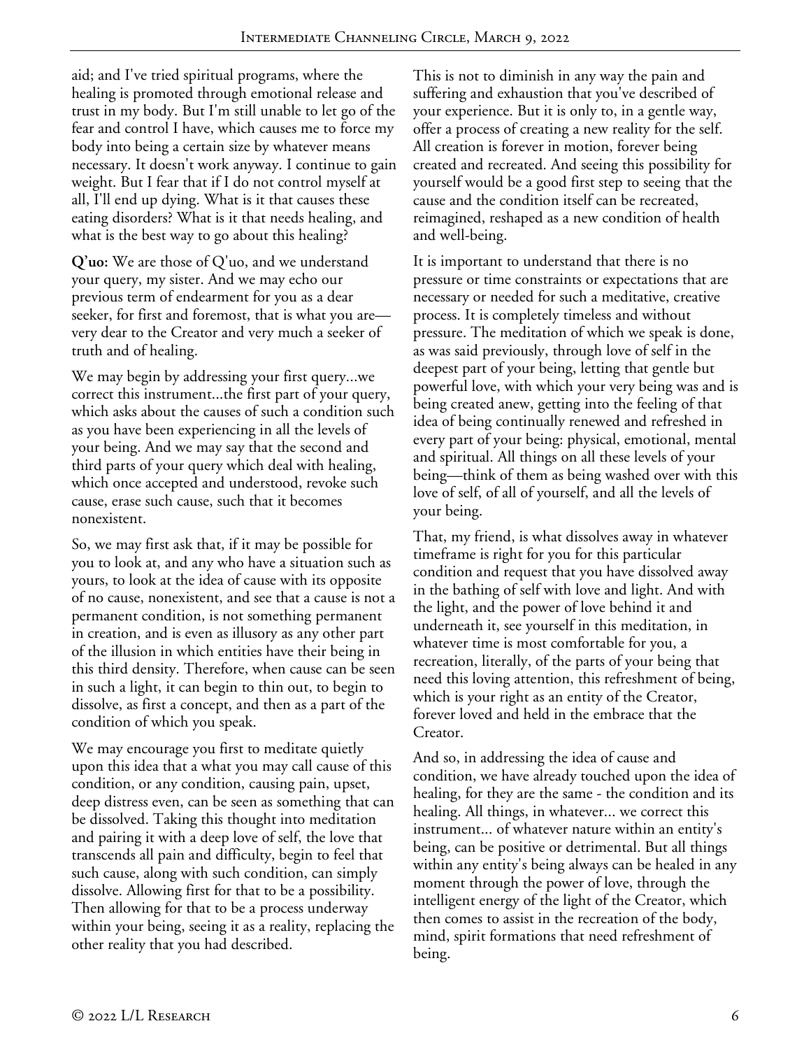aid; and I've tried spiritual programs, where the healing is promoted through emotional release and trust in my body. But I'm still unable to let go of the fear and control I have, which causes me to force my body into being a certain size by whatever means necessary. It doesn't work anyway. I continue to gain weight. But I fear that if I do not control myself at all, I'll end up dying. What is it that causes these eating disorders? What is it that needs healing, and what is the best way to go about this healing?

**Q'uo:** We are those of Q'uo, and we understand your query, my sister. And we may echo our previous term of endearment for you as a dear seeker, for first and foremost, that is what you are—very dear to the Creator and very much a seeker of truth and of healing.

We may begin by addressing your first query...we correct this instrument...the first part of your query, which asks about the causes of such a condition such as you have been experiencing in all the levels of your being. And we may say that the second and third parts of your query which deal with healing, which once accepted and understood, revoke such cause, erase such cause, such that it becomes nonexistent.

So, we may first ask that, if it may be possible for you to look at, and any who have a situation such as yours, to look at the idea of cause with its opposite of no cause, nonexistent, and see that a cause is not a permanent condition, is not something permanent in creation, and is even as illusory as any other part of the illusion in which entities have their being in this third density. Therefore, when cause can be seen in such a light, it can begin to thin out, to begin to dissolve, as first a concept, and then as a part of the condition of which you speak.

We may encourage you first to meditate quietly upon this idea that a what you may call cause of this condition, or any condition, causing pain, upset, deep distress even, can be seen as something that can be dissolved. Taking this thought into meditation and pairing it with a deep love of self, the love that transcends all pain and difficulty, begin to feel that such cause, along with such condition, can simply dissolve. Allowing first for that to be a possibility. Then allowing for that to be a process underway within your being, seeing it as a reality, replacing the other reality that you had described.

This is not to diminish in any way the pain and suffering and exhaustion that you've described of your experience. But it is only to, in a gentle way, offer a process of creating a new reality for the self. All creation is forever in motion, forever being created and recreated. And seeing this possibility for yourself would be a good first step to seeing that the cause and the condition itself can be recreated, reimagined, reshaped as a new condition of health and well-being.

It is important to understand that there is no pressure or time constraints or expectations that are necessary or needed for such a meditative, creative process. It is completely timeless and without pressure. The meditation of which we speak is done, as was said previously, through love of self in the deepest part of your being, letting that gentle but powerful love, with which your very being was and is being created anew, getting into the feeling of that idea of being continually renewed and refreshed in every part of your being: physical, emotional, mental and spiritual. All things on all these levels of your being—think of them as being washed over with this love of self, of all of yourself, and all the levels of your being.

That, my friend, is what dissolves away in whatever timeframe is right for you for this particular condition and request that you have dissolved away in the bathing of self with love and light. And with the light, and the power of love behind it and underneath it, see yourself in this meditation, in whatever time is most comfortable for you, a recreation, literally, of the parts of your being that need this loving attention, this refreshment of being, which is your right as an entity of the Creator, forever loved and held in the embrace that the Creator.

And so, in addressing the idea of cause and condition, we have already touched upon the idea of healing, for they are the same - the condition and its healing. All things, in whatever... we correct this instrument... of whatever nature within an entity's being, can be positive or detrimental. But all things within any entity's being always can be healed in any moment through the power of love, through the intelligent energy of the light of the Creator, which then comes to assist in the recreation of the body, mind, spirit formations that need refreshment of being.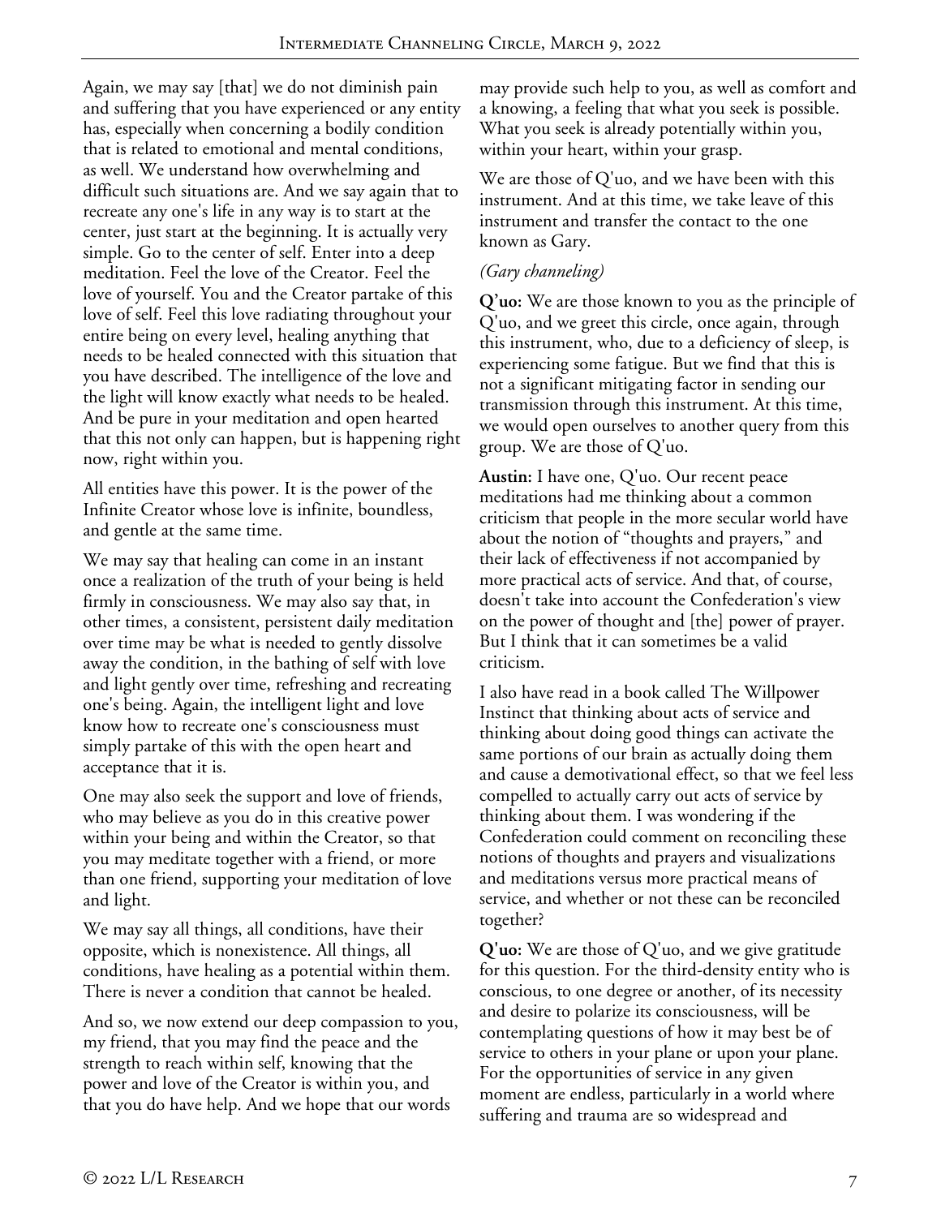Again, we may say [that] we do not diminish pain and suffering that you have experienced or any entity has, especially when concerning a bodily condition that is related to emotional and mental conditions, as well. We understand how overwhelming and difficult such situations are. And we say again that to recreate any one's life in any way is to start at the center, just start at the beginning. It is actually very simple. Go to the center of self. Enter into a deep meditation. Feel the love of the Creator. Feel the love of yourself. You and the Creator partake of this love of self. Feel this love radiating throughout your entire being on every level, healing anything that needs to be healed connected with this situation that you have described. The intelligence of the love and the light will know exactly what needs to be healed. And be pure in your meditation and open hearted that this not only can happen, but is happening right now, right within you.

All entities have this power. It is the power of the Infinite Creator whose love is infinite, boundless, and gentle at the same time.

We may say that healing can come in an instant once a realization of the truth of your being is held firmly in consciousness. We may also say that, in other times, a consistent, persistent daily meditation over time may be what is needed to gently dissolve away the condition, in the bathing of self with love and light gently over time, refreshing and recreating one's being. Again, the intelligent light and love know how to recreate one's consciousness must simply partake of this with the open heart and acceptance that it is.

One may also seek the support and love of friends, who may believe as you do in this creative power within your being and within the Creator, so that you may meditate together with a friend, or more than one friend, supporting your meditation of love and light.

We may say all things, all conditions, have their opposite, which is nonexistence. All things, all conditions, have healing as a potential within them. There is never a condition that cannot be healed.

And so, we now extend our deep compassion to you, my friend, that you may find the peace and the strength to reach within self, knowing that the power and love of the Creator is within you, and that you do have help. And we hope that our words may provide such help to you, as well as comfort and a knowing, a feeling that what you seek is possible. What you seek is already potentially within you, within your heart, within your grasp.

We are those of Q'uo, and we have been with this instrument. And at this time, we take leave of this instrument and transfer the contact to the one known as Gary.

*(Gary channeling)*

**Q'uo:** We are those known to you as the principle of Q'uo, and we greet this circle, once again, through this instrument, who, due to a deficiency of sleep, is experiencing some fatigue. But we find that this is not a significant mitigating factor in sending our transmission through this instrument. At this time, we would open ourselves to another query from this group. We are those of Q'uo.

**Austin:** I have one, Q'uo. Our recent peace meditations had me thinking about a common criticism that people in the more secular world have about the notion of "thoughts and prayers," and their lack of effectiveness if not accompanied by more practical acts of service. And that, of course, doesn't take into account the Confederation's view on the power of thought and [the] power of prayer. But I think that it can sometimes be a valid criticism.

I also have read in a book called The Willpower Instinct that thinking about acts of service and thinking about doing good things can activate the same portions of our brain as actually doing them and cause a demotivational effect, so that we feel less compelled to actually carry out acts of service by thinking about them. I was wondering if the Confederation could comment on reconciling these notions of thoughts and prayers and visualizations and meditations versus more practical means of service, and whether or not these can be reconciled together?

**Q'uo:** We are those of Q'uo, and we give gratitude for this question. For the third-density entity who is conscious, to one degree or another, of its necessity and desire to polarize its consciousness, will be contemplating questions of how it may best be of service to others in your plane or upon your plane. For the opportunities of service in any given moment are endless, particularly in a world where suffering and trauma are so widespread and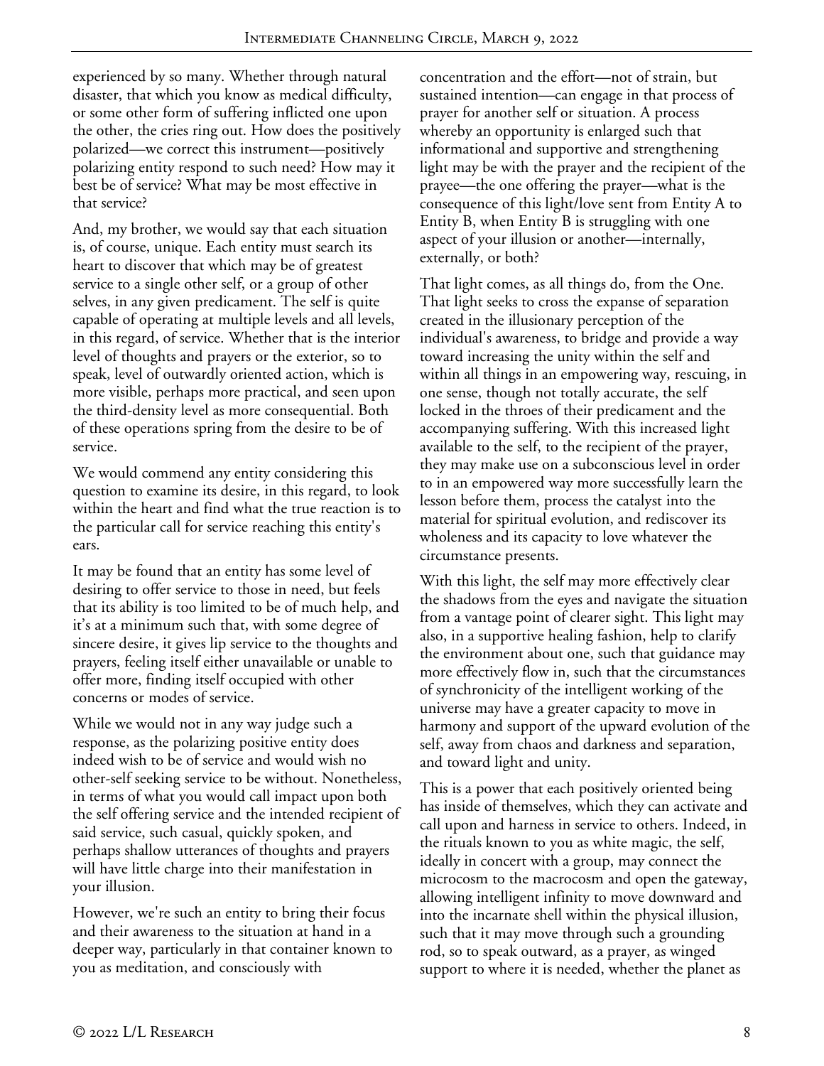experienced by so many. Whether through natural disaster, that which you know as medical difficulty, or some other form of suffering inflicted one upon the other, the cries ring out. How does the positively polarized—we correct this instrument—positively polarizing entity respond to such need? How may it best be of service? What may be most effective in that service?

And, my brother, we would say that each situation is, of course, unique. Each entity must search its heart to discover that which may be of greatest service to a single other self, or a group of other selves, in any given predicament. The self is quite capable of operating at multiple levels and all levels, in this regard, of service. Whether that is the interior level of thoughts and prayers or the exterior, so to speak, level of outwardly oriented action, which is more visible, perhaps more practical, and seen upon the third-density level as more consequential. Both of these operations spring from the desire to be of service.

We would commend any entity considering this question to examine its desire, in this regard, to look within the heart and find what the true reaction is to the particular call for service reaching this entity's ears.

It may be found that an entity has some level of desiring to offer service to those in need, but feels that its ability is too limited to be of much help, and it's at a minimum such that, with some degree of sincere desire, it gives lip service to the thoughts and prayers, feeling itself either unavailable or unable to offer more, finding itself occupied with other concerns or modes of service.

While we would not in any way judge such a response, as the polarizing positive entity does indeed wish to be of service and would wish no other-self seeking service to be without. Nonetheless, in terms of what you would call impact upon both the self offering service and the intended recipient of said service, such casual, quickly spoken, and perhaps shallow utterances of thoughts and prayers will have little charge into their manifestation in your illusion.

However, we're such an entity to bring their focus and their awareness to the situation at hand in a deeper way, particularly in that container known to you as meditation, and consciously with concentration and the effort—not of strain, but sustained intention—can engage in that process of prayer for another self or situation. A process whereby an opportunity is enlarged such that informational and supportive and strengthening light may be with the prayer and the recipient of the prayee—the one offering the prayer—what is the consequence of this light/love sent from Entity A to Entity B, when Entity B is struggling with one aspect of your illusion or another—internally, externally, or both?

That light comes, as all things do, from the One. That light seeks to cross the expanse of separation created in the illusionary perception of the individual's awareness, to bridge and provide a way toward increasing the unity within the self and within all things in an empowering way, rescuing, in one sense, though not totally accurate, the self locked in the throes of their predicament and the accompanying suffering. With this increased light available to the self, to the recipient of the prayer, they may make use on a subconscious level in order to in an empowered way more successfully learn the lesson before them, process the catalyst into the material for spiritual evolution, and rediscover its wholeness and its capacity to love whatever the circumstance presents.

With this light, the self may more effectively clear the shadows from the eyes and navigate the situation from a vantage point of clearer sight. This light may also, in a supportive healing fashion, help to clarify the environment about one, such that guidance may more effectively flow in, such that the circumstances of synchronicity of the intelligent working of the universe may have a greater capacity to move in harmony and support of the upward evolution of the self, away from chaos and darkness and separation, and toward light and unity.

This is a power that each positively oriented being has inside of themselves, which they can activate and call upon and harness in service to others. Indeed, in the rituals known to you as white magic, the self, ideally in concert with a group, may connect the microcosm to the macrocosm and open the gateway, allowing intelligent infinity to move downward and into the incarnate shell within the physical illusion, such that it may move through such a grounding rod, so to speak outward, as a prayer, as winged support to where it is needed, whether the planet as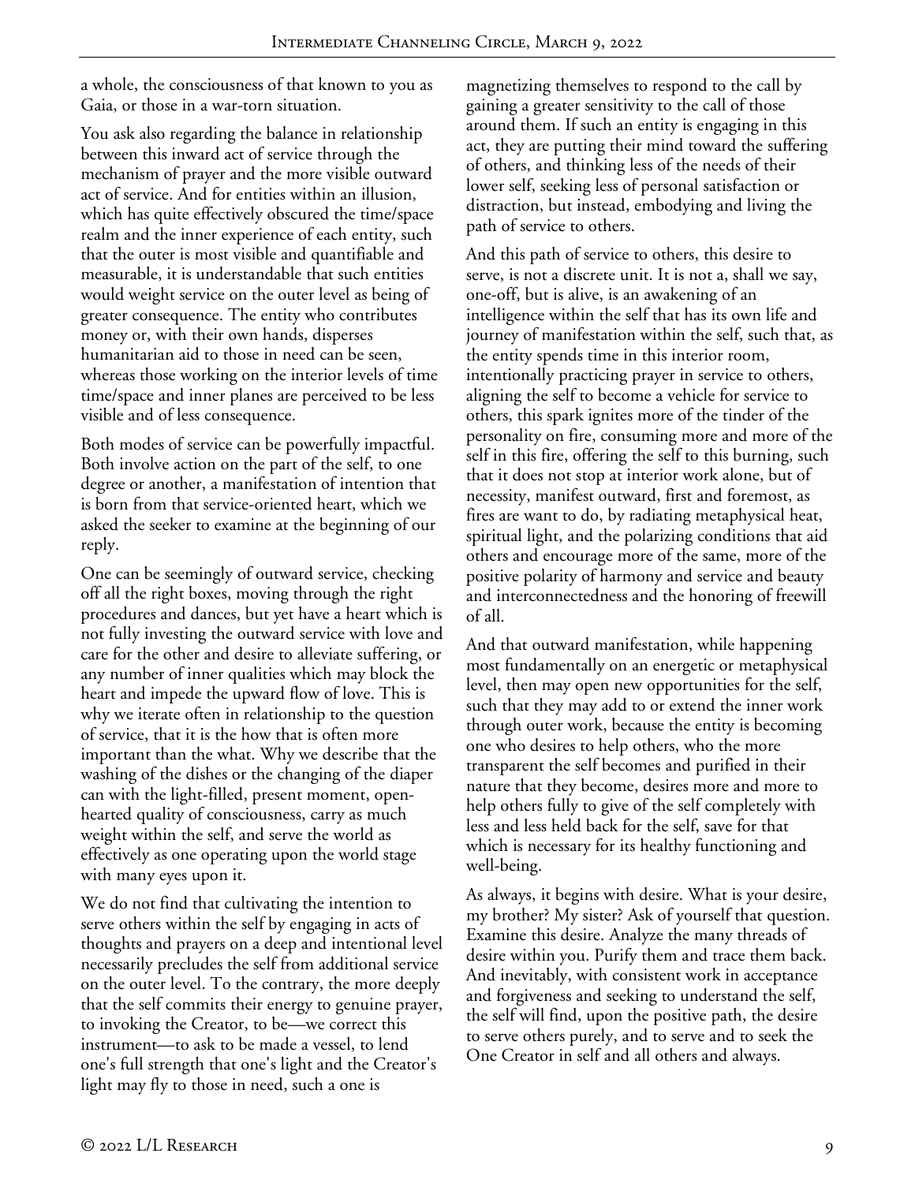a whole, the consciousness of that known to you as Gaia, or those in a war-torn situation.

You ask also regarding the balance in relationship between this inward act of service through the mechanism of prayer and the more visible outward act of service. And for entities within an illusion, which has quite effectively obscured the time/space realm and the inner experience of each entity, such that the outer is most visible and quantifiable and measurable, it is understandable that such entities would weight service on the outer level as being of greater consequence. The entity who contributes money or, with their own hands, disperses humanitarian aid to those in need can be seen, whereas those working on the interior levels of time time/space and inner planes are perceived to be less visible and of less consequence.

Both modes of service can be powerfully impactful. Both involve action on the part of the self, to one degree or another, a manifestation of intention that is born from that service-oriented heart, which we asked the seeker to examine at the beginning of our reply.

One can be seemingly of outward service, checking off all the right boxes, moving through the right procedures and dances, but yet have a heart which is not fully investing the outward service with love and care for the other and desire to alleviate suffering, or any number of inner qualities which may block the heart and impede the upward flow of love. This is why we iterate often in relationship to the question of service, that it is the how that is often more important than the what. Why we describe that the washing of the dishes or the changing of the diaper can with the light-filled, present moment, open-hearted quality of consciousness, carry as much weight within the self, and serve the world as effectively as one operating upon the world stage with many eyes upon it.

We do not find that cultivating the intention to serve others within the self by engaging in acts of thoughts and prayers on a deep and intentional level necessarily precludes the self from additional service on the outer level. To the contrary, the more deeply that the self commits their energy to genuine prayer, to invoking the Creator, to be—we correct this instrument—to ask to be made a vessel, to lend one's full strength that one's light and the Creator's light may fly to those in need, such a one is magnetizing themselves to respond to the call by gaining a greater sensitivity to the call of those around them. If such an entity is engaging in this act, they are putting their mind toward the suffering of others, and thinking less of the needs of their lower self, seeking less of personal satisfaction or distraction, but instead, embodying and living the path of service to others.

And this path of service to others, this desire to serve, is not a discrete unit. It is not a, shall we say, one-off, but is alive, is an awakening of an intelligence within the self that has its own life and journey of manifestation within the self, such that, as the entity spends time in this interior room, intentionally practicing prayer in service to others, aligning the self to become a vehicle for service to others, this spark ignites more of the tinder of the personality on fire, consuming more and more of the self in this fire, offering the self to this burning, such that it does not stop at interior work alone, but of necessity, manifest outward, first and foremost, as fires are want to do, by radiating metaphysical heat, spiritual light, and the polarizing conditions that aid others and encourage more of the same, more of the positive polarity of harmony and service and beauty and interconnectedness and the honoring of freewill of all.

And that outward manifestation, while happening most fundamentally on an energetic or metaphysical level, then may open new opportunities for the self, such that they may add to or extend the inner work through outer work, because the entity is becoming one who desires to help others, who the more transparent the self becomes and purified in their nature that they become, desires more and more to help others fully to give of the self completely with less and less held back for the self, save for that which is necessary for its healthy functioning and well-being.

As always, it begins with desire. What is your desire, my brother? My sister? Ask of yourself that question. Examine this desire. Analyze the many threads of desire within you. Purify them and trace them back. And inevitably, with consistent work in acceptance and forgiveness and seeking to understand the self, the self will find, upon the positive path, the desire to serve others purely, and to serve and to seek the One Creator in self and all others and always.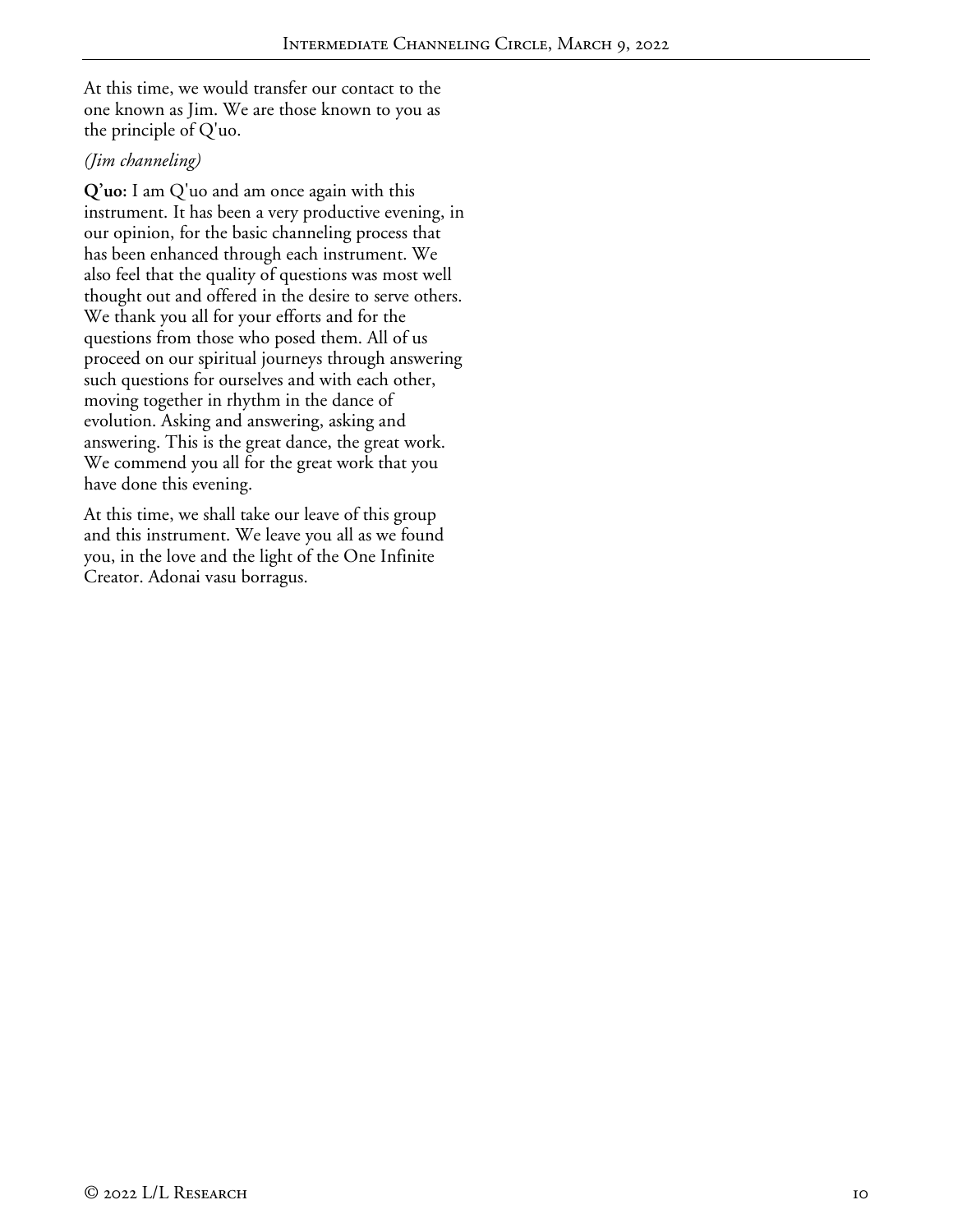At this time, we would transfer our contact to the one known as Jim. We are those known to you as the principle of Q'uo.

*(Jim channeling)*

**Q'uo:** I am Q'uo and am once again with this instrument. It has been a very productive evening, in our opinion, for the basic channeling process that has been enhanced through each instrument. We also feel that the quality of questions was most well thought out and offered in the desire to serve others. We thank you all for your efforts and for the questions from those who posed them. All of us proceed on our spiritual journeys through answering such questions for ourselves and with each other, moving together in rhythm in the dance of evolution. Asking and answering, asking and answering. This is the great dance, the great work. We commend you all for the great work that you have done this evening.

At this time, we shall take our leave of this group and this instrument. We leave you all as we found you, in the love and the light of the One Infinite Creator. Adonai vasu borragus.